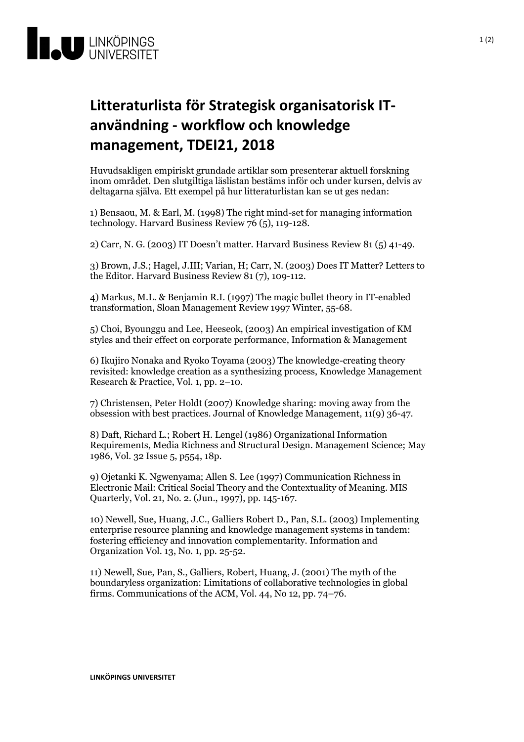# Litteraturlista för Strategisk organisatorisk IT-användning - workflow och knowledge management, TDEI21, 2018

Huvudsakligen empiriskt grundade artiklar som presenterar aktuell forskning inom området. Den slutgiltiga läslistan bestäms inför och under kursen, delvis av deltagarna själva. Ett exempel på hur litteraturlistan kan se ut ges nedan:

1) Bensaou, M. & Earl, M. (1998) The right mind-set for managing information technology. Harvard Business Review 76 (5), 119-128.

2) Carr, N. G. (2003) IT Doesn't matter. Harvard Business Review 81 (5) 41-49.

3) Brown, J.S.; Hagel, J.III; Varian, H; Carr, N. (2003) Does IT Matter? Letters to the Editor. Harvard Business Review 81 (7), 109-112.

4) Markus, M.L. & Benjamin R.I. (1997) The magic bullet theory in IT-enabled transformation, Sloan Management Review 1997 Winter, 55-68.

5) Choi, Byounggu and Lee, Heeseok, (2003) An empirical investigation of KM styles and their effect on corporate performance, Information & Management

6) Ikujiro Nonaka and Ryoko Toyama (2003) The knowledge-creating theory revisited: knowledge creation as a synthesizing process, Knowledge Management Research & Practice, Vol. 1, pp. 2–10.

7) Christensen, Peter Holdt (2007) Knowledge sharing: moving away from the obsession with best practices. Journal of Knowledge Management, 11(9) 36-47.

8) Daft, Richard L.; Robert H. Lengel (1986) Organizational Information Requirements, Media Richness and Structural Design. Management Science; May 1986, Vol. 32 Issue 5, p554, 18p.

9) Ojetanki K. Ngwenyama; Allen S. Lee (1997) Communication Richness in Electronic Mail: Critical Social Theory and the Contextuality of Meaning. MIS Quarterly, Vol. 21, No. 2. (Jun., 1997), pp. 145-167.

10) Newell, Sue, Huang, J.C., Galliers Robert D., Pan, S.L. (2003) Implementing enterprise resource planning and knowledge management systems in tandem: fostering efficiency and innovation complementarity. Information and Organization Vol. 13, No. 1, pp. 25-52.

11) Newell, Sue, Pan, S., Galliers, Robert, Huang, J. (2001) The myth of the boundaryless organization: Limitations of collaborative technologies in global firms. Communications of the ACM, Vol. 44, No 12, pp. 74–76.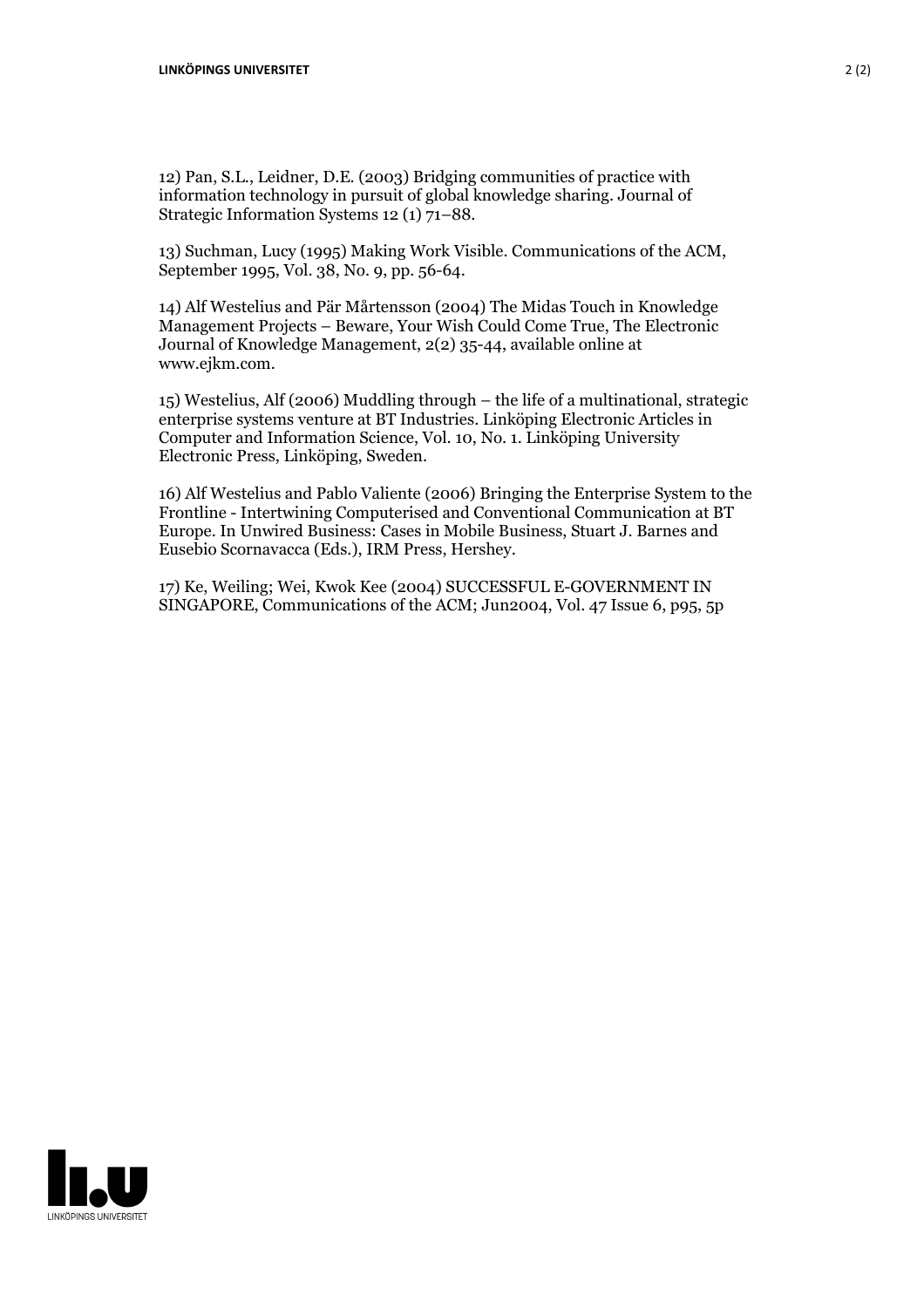12) Pan, S.L., Leidner, D.E. (2003) Bridging communities of practice with information technology in pursuit of global knowledge sharing. Journal of Strategic Information Systems 12 (1) 71–88.

13) Suchman, Lucy (1995) Making Work Visible. Communications of the ACM, September 1995, Vol. 38, No. 9, pp. 56-64.

14) Alf Westelius and Pär Mårtensson (2004) The Midas Touch in Knowledge Management Projects – Beware, Your Wish Could Come True, The Electronic Journal of Knowledge Management, 2(2) 35-44, available online at www.ejkm.com.

15) Westelius, Alf (2006) Muddling through – the life of a multinational, strategic enterprise systems venture at BT Industries. Linköping Electronic Articles in Computer and Information Science, Vol. 10, No. 1. Linköping University Electronic Press, Linköping, Sweden.

16) Alf Westelius and Pablo Valiente (2006) Bringing the Enterprise System to the Frontline - Intertwining Computerised and Conventional Communication at BT Europe. In Unwired Business: Cases in Mobile Business, Stuart J. Barnes and Eusebio Scornavacca (Eds.), IRM Press, Hershey.

17) Ke, Weiling; Wei, Kwok Kee (2004) SUCCESSFUL E-GOVERNMENT IN SINGAPORE, Communications of the ACM; Jun2004, Vol. 47 Issue 6, p95, 5p